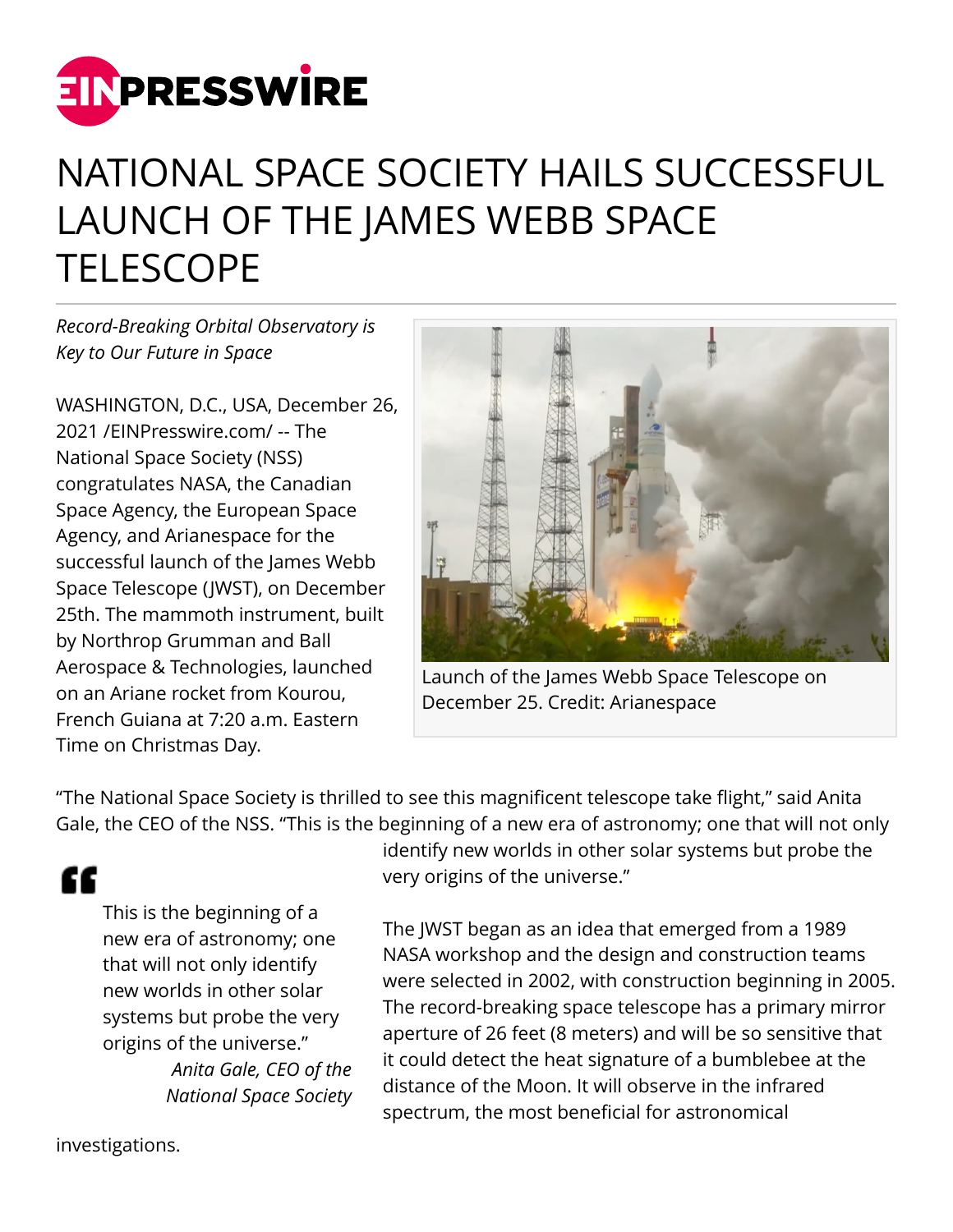# NATIONAL SPACE SOCIETY HAILS SUCCESSFUL LAUNCH OF THE JAMES WEBB SPACE TELESCOPE

*Record-Breaking Orbital Observatory is Key to Our Future in Space*

WASHINGTON, D.C., USA, December 26, 2021 /EINPresswire.com/ -- The National Space Society (NSS) congratulates NASA, the Canadian Space Agency, the European Space Agency, and Arianespace for the successful launch of the James Webb Space Telescope (JWST), on December 25th. The mammoth instrument, built by Northrop Grumman and Ball Aerospace & Technologies, launched on an Ariane rocket from Kourou, French Guiana at 7:20 a.m. Eastern Time on Christmas Day.

Launch of the James Webb Space Telescope on December 25. Credit: Arianespace

"The National Space Society is thrilled to see this magnificent telescope take flight," said Anita Gale, the CEO of the NSS. "This is the beginning of a new era of astronomy; one that will not only identify new worlds in other solar systems but probe the very origins of the universe."

> This is the beginning of a new era of astronomy; one that will not only identify new worlds in other solar systems but probe the very origins of the universe."
>
> *Anita Gale, CEO of the National Space Society*

The JWST began as an idea that emerged from a 1989 NASA workshop and the design and construction teams were selected in 2002, with construction beginning in 2005. The record-breaking space telescope has a primary mirror aperture of 26 feet (8 meters) and will be so sensitive that it could detect the heat signature of a bumblebee at the distance of the Moon. It will observe in the infrared spectrum, the most beneficial for astronomical investigations.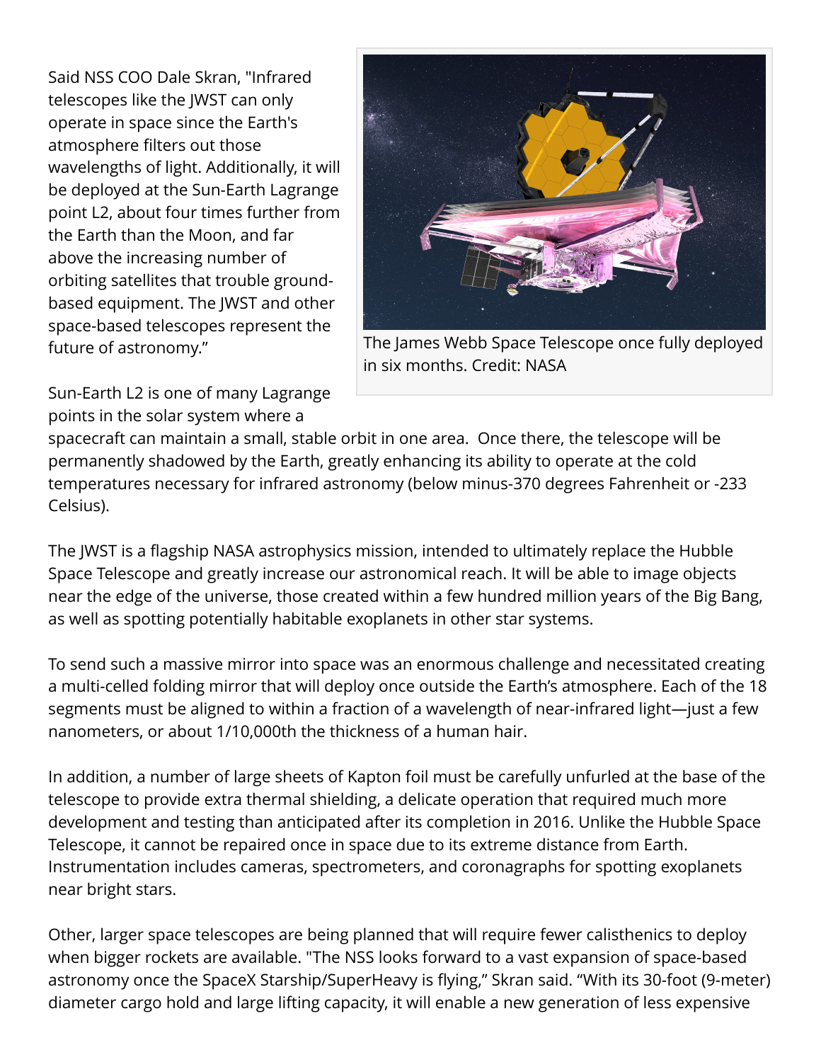Said NSS COO Dale Skran, "Infrared telescopes like the JWST can only operate in space since the Earth's atmosphere filters out those wavelengths of light. Additionally, it will be deployed at the Sun-Earth Lagrange point L2, about four times further from the Earth than the Moon, and far above the increasing number of orbiting satellites that trouble ground-based equipment. The JWST and other space-based telescopes represent the future of astronomy."

The James Webb Space Telescope once fully deployed in six months. Credit: NASA

Sun-Earth L2 is one of many Lagrange points in the solar system where a spacecraft can maintain a small, stable orbit in one area. Once there, the telescope will be permanently shadowed by the Earth, greatly enhancing its ability to operate at the cold temperatures necessary for infrared astronomy (below minus-370 degrees Fahrenheit or -233 Celsius).

The JWST is a flagship NASA astrophysics mission, intended to ultimately replace the Hubble Space Telescope and greatly increase our astronomical reach. It will be able to image objects near the edge of the universe, those created within a few hundred million years of the Big Bang, as well as spotting potentially habitable exoplanets in other star systems.

To send such a massive mirror into space was an enormous challenge and necessitated creating a multi-celled folding mirror that will deploy once outside the Earth's atmosphere. Each of the 18 segments must be aligned to within a fraction of a wavelength of near-infrared light—just a few nanometers, or about 1/10,000th the thickness of a human hair.

In addition, a number of large sheets of Kapton foil must be carefully unfurled at the base of the telescope to provide extra thermal shielding, a delicate operation that required much more development and testing than anticipated after its completion in 2016. Unlike the Hubble Space Telescope, it cannot be repaired once in space due to its extreme distance from Earth. Instrumentation includes cameras, spectrometers, and coronagraphs for spotting exoplanets near bright stars.

Other, larger space telescopes are being planned that will require fewer calisthenics to deploy when bigger rockets are available. "The NSS looks forward to a vast expansion of space-based astronomy once the SpaceX Starship/SuperHeavy is flying," Skran said. "With its 30-foot (9-meter) diameter cargo hold and large lifting capacity, it will enable a new generation of less expensive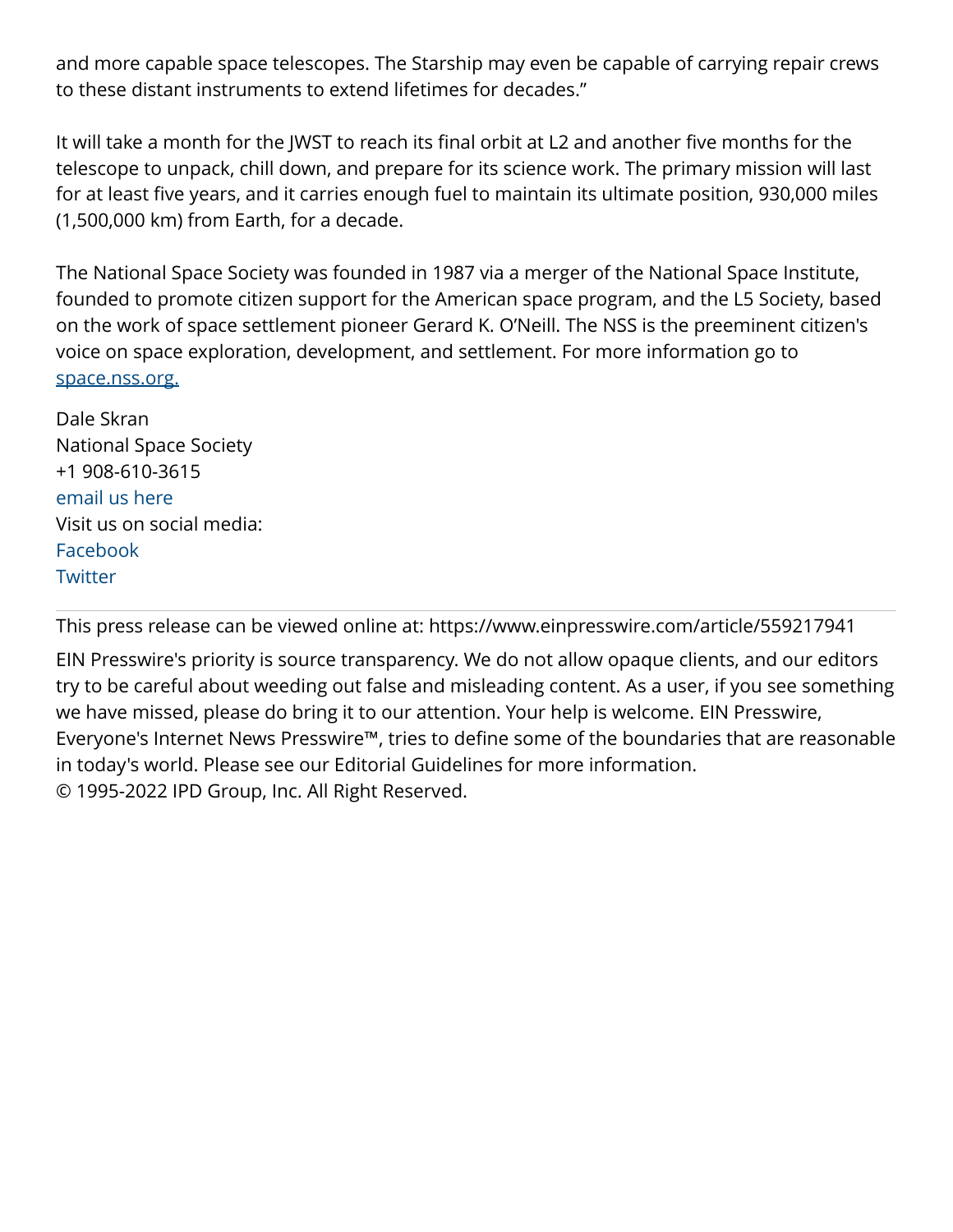and more capable space telescopes. The Starship may even be capable of carrying repair crews to these distant instruments to extend lifetimes for decades."

It will take a month for the JWST to reach its final orbit at L2 and another five months for the telescope to unpack, chill down, and prepare for its science work. The primary mission will last for at least five years, and it carries enough fuel to maintain its ultimate position, 930,000 miles (1,500,000 km) from Earth, for a decade.

The National Space Society was founded in 1987 via a merger of the National Space Institute, founded to promote citizen support for the American space program, and the L5 Society, based on the work of space settlement pioneer Gerard K. O'Neill. The NSS is the preeminent citizen's voice on space exploration, development, and settlement. For more information go to space.nss.org.

Dale Skran
National Space Society
+1 908-610-3615
email us here
Visit us on social media:
Facebook
Twitter

---

This press release can be viewed online at: https://www.einpresswire.com/article/559217941

EIN Presswire's priority is source transparency. We do not allow opaque clients, and our editors try to be careful about weeding out false and misleading content. As a user, if you see something we have missed, please do bring it to our attention. Your help is welcome. EIN Presswire, Everyone's Internet News Presswire™, tries to define some of the boundaries that are reasonable in today's world. Please see our Editorial Guidelines for more information.
© 1995-2022 IPD Group, Inc. All Right Reserved.